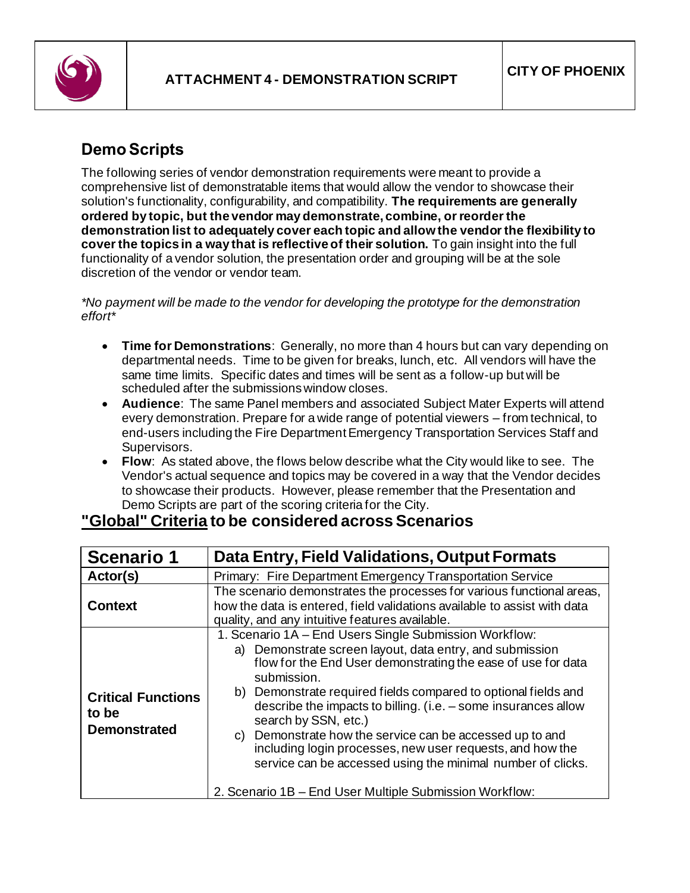| | ATTACHMENT 4 - DEMONSTRATION SCRIPT | CITY OF PHOENIX |
|---|---|---|

## Demo Scripts

The following series of vendor demonstration requirements were meant to provide a comprehensive list of demonstratable items that would allow the vendor to showcase their solution's functionality, configurability, and compatibility. **The requirements are generally ordered by topic, but the vendor may demonstrate, combine, or reorder the demonstration list to adequately cover each topic and allow the vendor the flexibility to cover the topics in a way that is reflective of their solution.** To gain insight into the full functionality of a vendor solution, the presentation order and grouping will be at the sole discretion of the vendor or vendor team.

*\*No payment will be made to the vendor for developing the prototype for the demonstration effort\**

- **Time for Demonstrations**: Generally, no more than 4 hours but can vary depending on departmental needs. Time to be given for breaks, lunch, etc. All vendors will have the same time limits. Specific dates and times will be sent as a follow-up but will be scheduled after the submissions window closes.
- **Audience**: The same Panel members and associated Subject Mater Experts will attend every demonstration. Prepare for a wide range of potential viewers – from technical, to end-users including the Fire Department Emergency Transportation Services Staff and Supervisors.
- **Flow**: As stated above, the flows below describe what the City would like to see. The Vendor's actual sequence and topics may be covered in a way that the Vendor decides to showcase their products. However, please remember that the Presentation and Demo Scripts are part of the scoring criteria for the City.

## "Global" Criteria to be considered across Scenarios

| Scenario 1 | Data Entry, Field Validations, Output Formats |
|---|---|
| **Actor(s)** | Primary: Fire Department Emergency Transportation Service |
| **Context** | The scenario demonstrates the processes for various functional areas, how the data is entered, field validations available to assist with data quality, and any intuitive features available. |
| **Critical Functions to be Demonstrated** | 1. Scenario 1A – End Users Single Submission Workflow:<br>a) Demonstrate screen layout, data entry, and submission flow for the End User demonstrating the ease of use for data submission.<br>b) Demonstrate required fields compared to optional fields and describe the impacts to billing. (i.e. – some insurances allow search by SSN, etc.)<br>c) Demonstrate how the service can be accessed up to and including login processes, new user requests, and how the service can be accessed using the minimal number of clicks.<br><br>2. Scenario 1B – End User Multiple Submission Workflow: |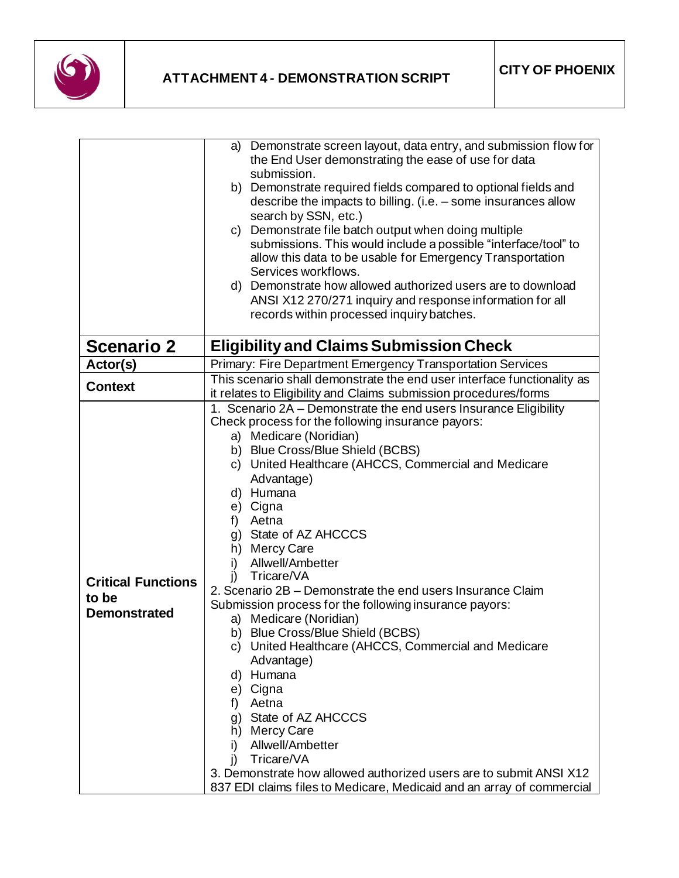| | |
|---|---|
| | a) Demonstrate screen layout, data entry, and submission flow for the End User demonstrating the ease of use for data submission.<br>b) Demonstrate required fields compared to optional fields and describe the impacts to billing. (i.e. – some insurances allow search by SSN, etc.)<br>c) Demonstrate file batch output when doing multiple submissions. This would include a possible "interface/tool" to allow this data to be usable for Emergency Transportation Services workflows.<br>d) Demonstrate how allowed authorized users are to download ANSI X12 270/271 inquiry and response information for all records within processed inquiry batches. |
| **Scenario 2** | **Eligibility and Claims Submission Check** |
| **Actor(s)** | Primary: Fire Department Emergency Transportation Services |
| **Context** | This scenario shall demonstrate the end user interface functionality as it relates to Eligibility and Claims submission procedures/forms |
| **Critical Functions to be Demonstrated** | 1. Scenario 2A – Demonstrate the end users Insurance Eligibility Check process for the following insurance payors:<br>a) Medicare (Noridian)<br>b) Blue Cross/Blue Shield (BCBS)<br>c) United Healthcare (AHCCS, Commercial and Medicare Advantage)<br>d) Humana<br>e) Cigna<br>f) Aetna<br>g) State of AZ AHCCCS<br>h) Mercy Care<br>i) Allwell/Ambetter<br>j) Tricare/VA<br>2. Scenario 2B – Demonstrate the end users Insurance Claim Submission process for the following insurance payors:<br>a) Medicare (Noridian)<br>b) Blue Cross/Blue Shield (BCBS)<br>c) United Healthcare (AHCCS, Commercial and Medicare Advantage)<br>d) Humana<br>e) Cigna<br>f) Aetna<br>g) State of AZ AHCCCS<br>h) Mercy Care<br>i) Allwell/Ambetter<br>j) Tricare/VA<br>3. Demonstrate how allowed authorized users are to submit ANSI X12 837 EDI claims files to Medicare, Medicaid and an array of commercial |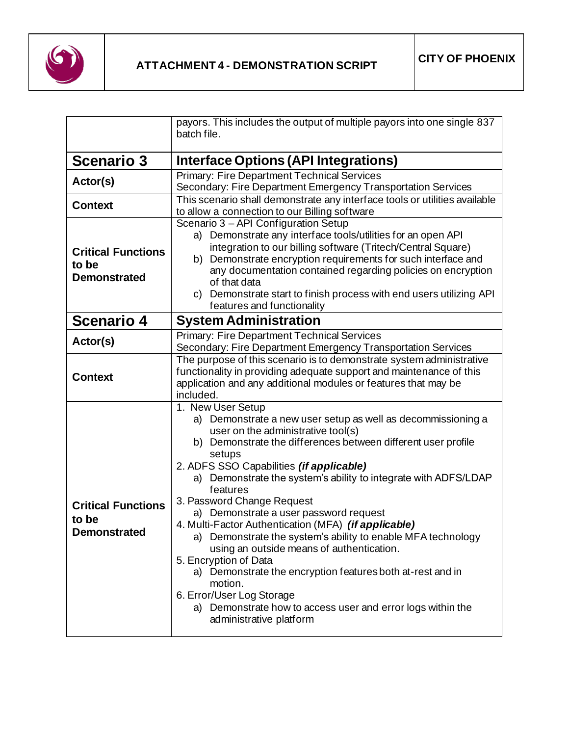| | |
|---|---|
| | payors. This includes the output of multiple payors into one single 837 batch file. |
| **Scenario 3** | **Interface Options (API Integrations)** |
| **Actor(s)** | Primary: Fire Department Technical Services<br>Secondary: Fire Department Emergency Transportation Services |
| **Context** | This scenario shall demonstrate any interface tools or utilities available to allow a connection to our Billing software |
| **Critical Functions to be Demonstrated** | Scenario 3 – API Configuration Setup<br>a) Demonstrate any interface tools/utilities for an open API integration to our billing software (Tritech/Central Square)<br>b) Demonstrate encryption requirements for such interface and any documentation contained regarding policies on encryption of that data<br>c) Demonstrate start to finish process with end users utilizing API features and functionality |
| **Scenario 4** | **System Administration** |
| **Actor(s)** | Primary: Fire Department Technical Services<br>Secondary: Fire Department Emergency Transportation Services |
| **Context** | The purpose of this scenario is to demonstrate system administrative functionality in providing adequate support and maintenance of this application and any additional modules or features that may be included. |
| **Critical Functions to be Demonstrated** | 1. New User Setup<br>a) Demonstrate a new user setup as well as decommissioning a user on the administrative tool(s)<br>b) Demonstrate the differences between different user profile setups<br>2. ADFS SSO Capabilities ***(if applicable)***<br>a) Demonstrate the system's ability to integrate with ADFS/LDAP features<br>3. Password Change Request<br>a) Demonstrate a user password request<br>4. Multi-Factor Authentication (MFA) ***(if applicable)***<br>a) Demonstrate the system's ability to enable MFA technology using an outside means of authentication.<br>5. Encryption of Data<br>a) Demonstrate the encryption features both at-rest and in motion.<br>6. Error/User Log Storage<br>a) Demonstrate how to access user and error logs within the administrative platform |